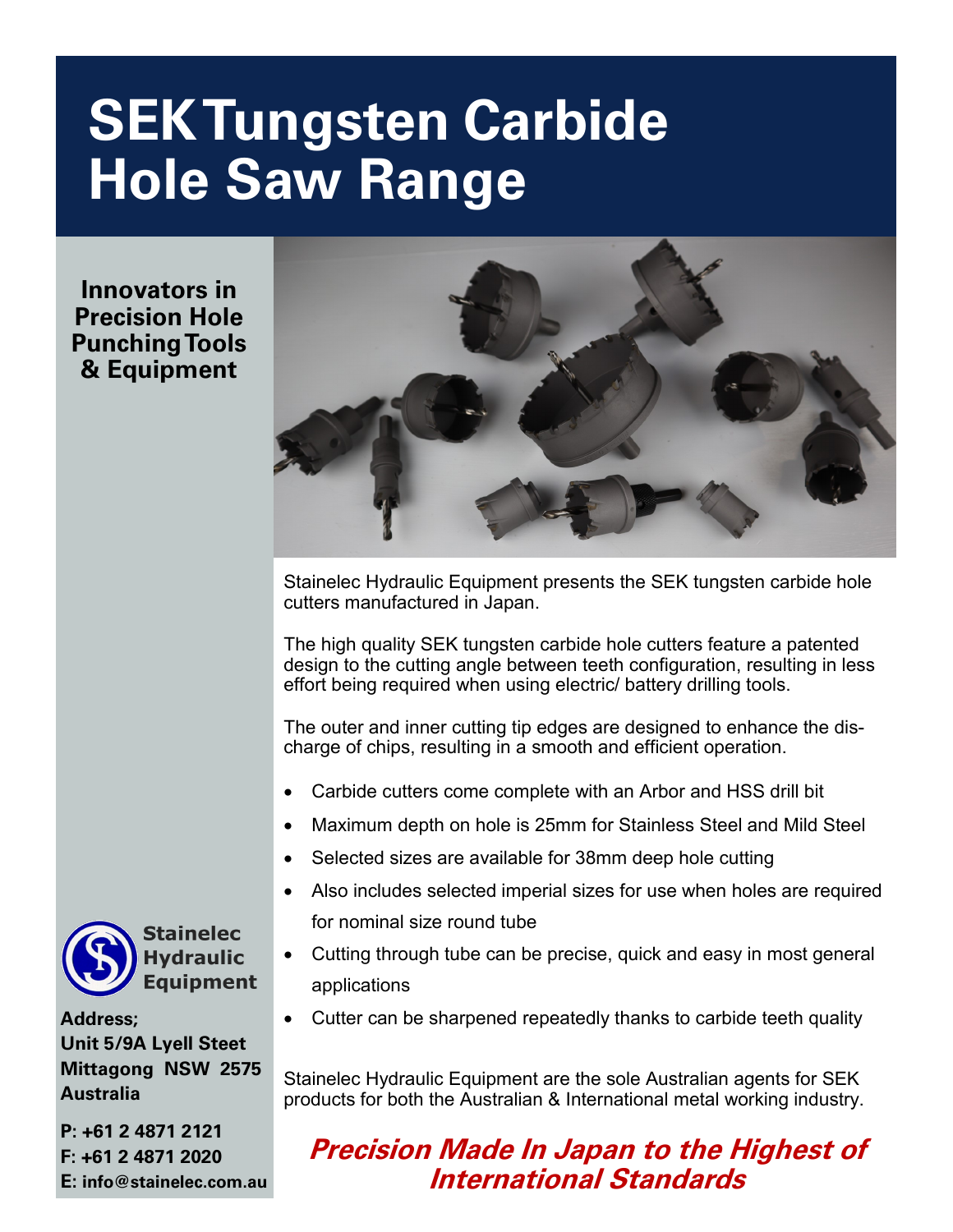# SEK Tungsten Carbide Hole Saw Range

**Innovators in Precision Hole Punching Tools & Equipment**

Stainelec Hydraulic Equipment presents the SEK tungsten carbide hole cutters manufactured in Japan.

The high quality SEK tungsten carbide hole cutters feature a patented design to the cutting angle between teeth configuration, resulting in less effort being required when using electric/ battery drilling tools.

The outer and inner cutting tip edges are designed to enhance the discharge of chips, resulting in a smooth and efficient operation.

- Carbide cutters come complete with an Arbor and HSS drill bit
- Maximum depth on hole is 25mm for Stainless Steel and Mild Steel
- Selected sizes are available for 38mm deep hole cutting
- Also includes selected imperial sizes for use when holes are required for nominal size round tube
- Cutting through tube can be precise, quick and easy in most general applications
- Cutter can be sharpened repeatedly thanks to carbide teeth quality

Stainelec Hydraulic Equipment are the sole Australian agents for SEK products for both the Australian & International metal working industry.

***Precision Made In Japan to the Highest of International Standards***

**Stainelec Hydraulic Equipment**

**Address;**
**Unit 5/9A Lyell Steet**
**Mittagong NSW 2575**
**Australia**

**P: +61 2 4871 2121**
**F: +61 2 4871 2020**
**E: info@stainelec.com.au**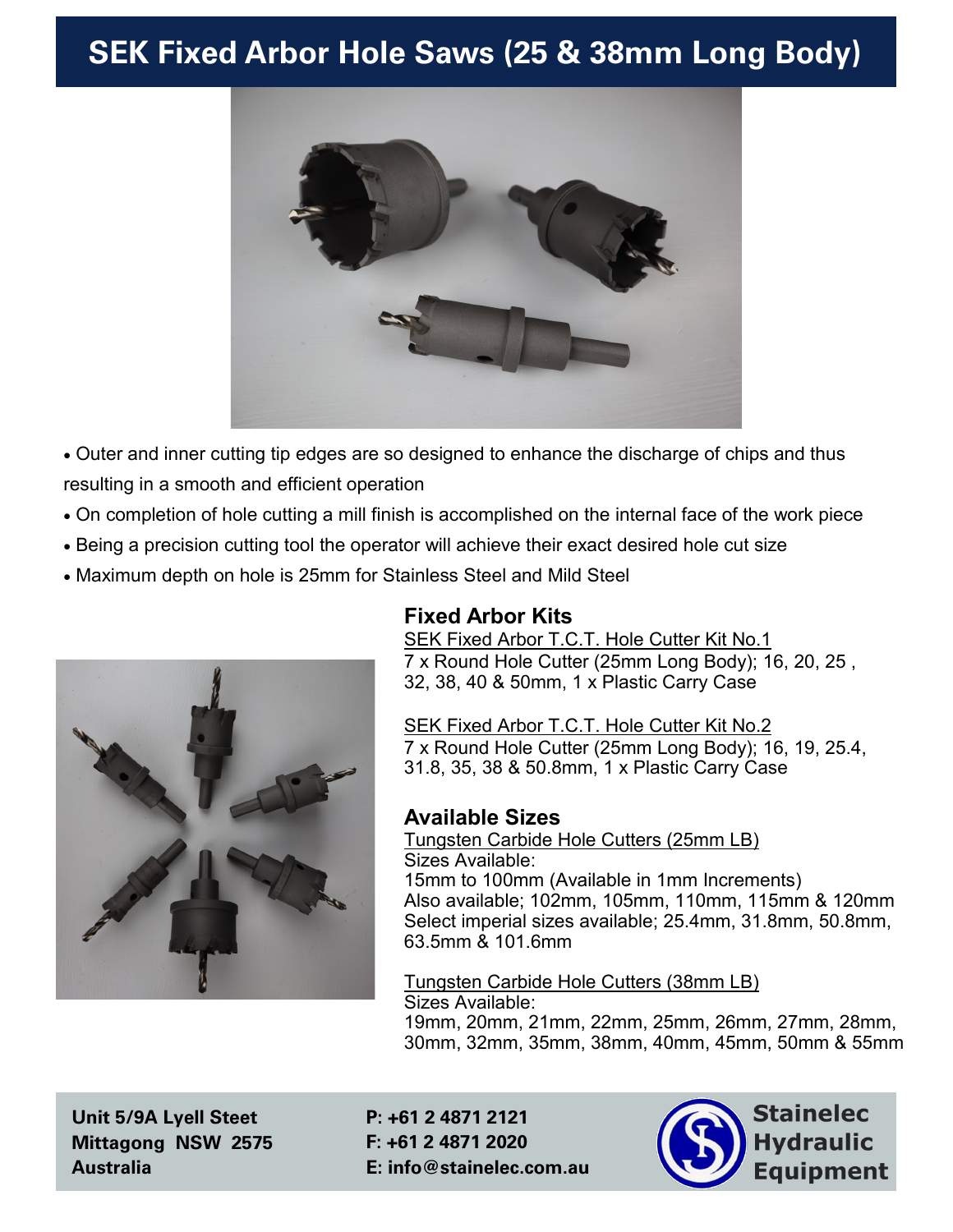# SEK Fixed Arbor Hole Saws (25 & 38mm Long Body)

- Outer and inner cutting tip edges are so designed to enhance the discharge of chips and thus resulting in a smooth and efficient operation
- On completion of hole cutting a mill finish is accomplished on the internal face of the work piece
- Being a precision cutting tool the operator will achieve their exact desired hole cut size
- Maximum depth on hole is 25mm for Stainless Steel and Mild Steel

## Fixed Arbor Kits

SEK Fixed Arbor T.C.T. Hole Cutter Kit No.1
7 x Round Hole Cutter (25mm Long Body); 16, 20, 25 , 32, 38, 40 & 50mm, 1 x Plastic Carry Case

SEK Fixed Arbor T.C.T. Hole Cutter Kit No.2
7 x Round Hole Cutter (25mm Long Body); 16, 19, 25.4, 31.8, 35, 38 & 50.8mm, 1 x Plastic Carry Case

## Available Sizes

Tungsten Carbide Hole Cutters (25mm LB)
Sizes Available:
15mm to 100mm (Available in 1mm Increments)
Also available; 102mm, 105mm, 110mm, 115mm & 120mm
Select imperial sizes available; 25.4mm, 31.8mm, 50.8mm, 63.5mm & 101.6mm

Tungsten Carbide Hole Cutters (38mm LB)
Sizes Available:
19mm, 20mm, 21mm, 22mm, 25mm, 26mm, 27mm, 28mm, 30mm, 32mm, 35mm, 38mm, 40mm, 45mm, 50mm & 55mm

**Unit 5/9A Lyell Steet**
**Mittagong NSW 2575**
**Australia**

**P: +61 2 4871 2121**
**F: +61 2 4871 2020**
**E: info@stainelec.com.au**

**Stainelec Hydraulic Equipment**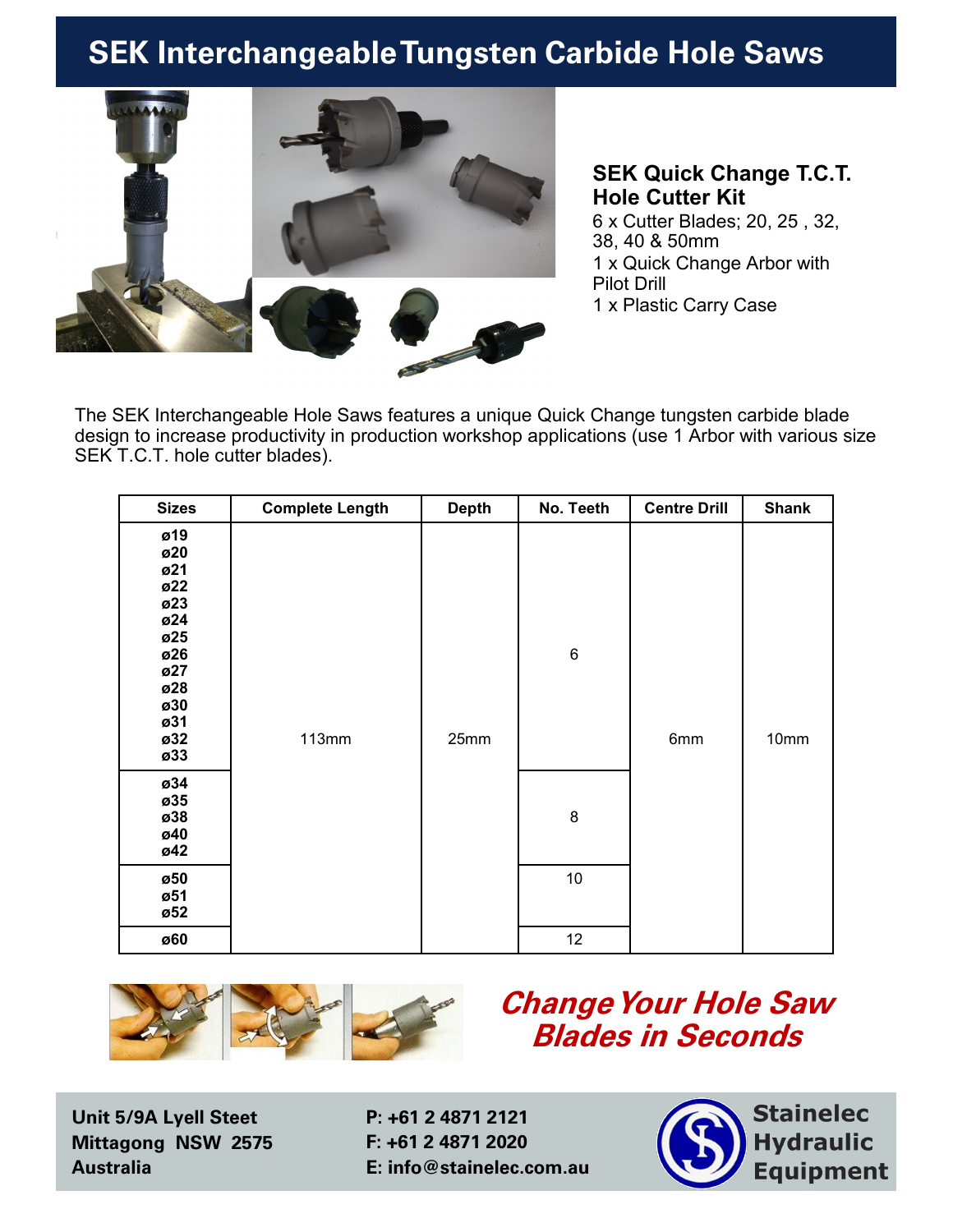# SEK Interchangeable Tungsten Carbide Hole Saws

## SEK Quick Change T.C.T. Hole Cutter Kit

6 x Cutter Blades; 20, 25 , 32, 38, 40 & 50mm
1 x Quick Change Arbor with Pilot Drill
1 x Plastic Carry Case

The SEK Interchangeable Hole Saws features a unique Quick Change tungsten carbide blade design to increase productivity in production workshop applications (use 1 Arbor with various size SEK T.C.T. hole cutter blades).

| Sizes | Complete Length | Depth | No. Teeth | Centre Drill | Shank |
|---|---|---|---|---|---|
| ø19 ø20 ø21 ø22 ø23 ø24 ø25 ø26 ø27 ø28 ø30 ø31 ø32 ø33 | 113mm | 25mm | 6 | 6mm | 10mm |
| ø34 ø35 ø38 ø40 ø42 | | | 8 | | |
| ø50 ø51 ø52 | | | 10 | | |
| ø60 | | | 12 | | |

***Change Your Hole Saw Blades in Seconds***

**Unit 5/9A Lyell Steet**
**Mittagong NSW 2575**
**Australia**

**P: +61 2 4871 2121**
**F: +61 2 4871 2020**
**E: info@stainelec.com.au**

**Stainelec Hydraulic Equipment**